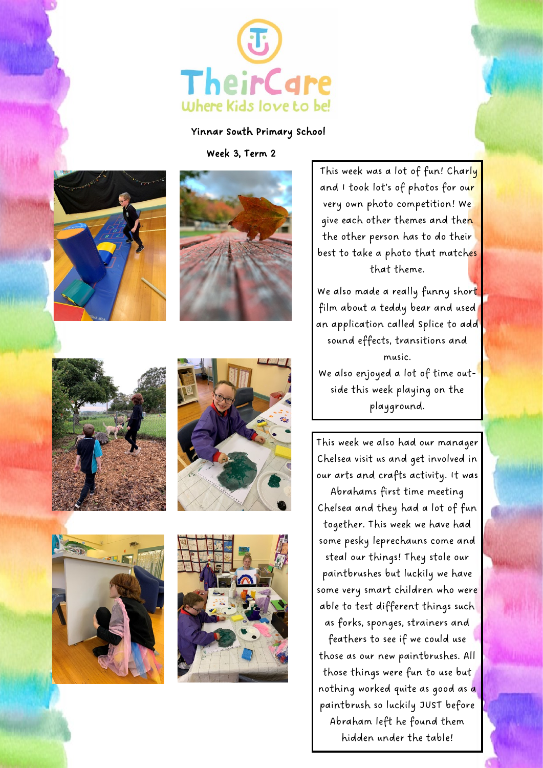TheirCare

Where Kids love to be!

Yinnar South Primary School

Week 3, Term 2

This week was a lot of fun! Charly and I took lot's of photos for our very own photo competition! We give each other themes and then the other person has to do their best to take a photo that matches that theme.

We also made a really funny short film about a teddy bear and used an application called Splice to add sound effects, transitions and music.

We also enjoyed a lot of time outside this week playing on the playground.

This week we also had our manager Chelsea visit us and get involved in our arts and crafts activity. It was Abrahams first time meeting Chelsea and they had a lot of fun together. This week we have had some pesky leprechauns come and steal our things! They stole our paintbrushes but luckily we have some very smart children who were able to test different things such as forks, sponges, strainers and feathers to see if we could use those as our new paintbrushes. All those things were fun to use but nothing worked quite as good as a paintbrush so luckily JUST before Abraham left he found them hidden under the table!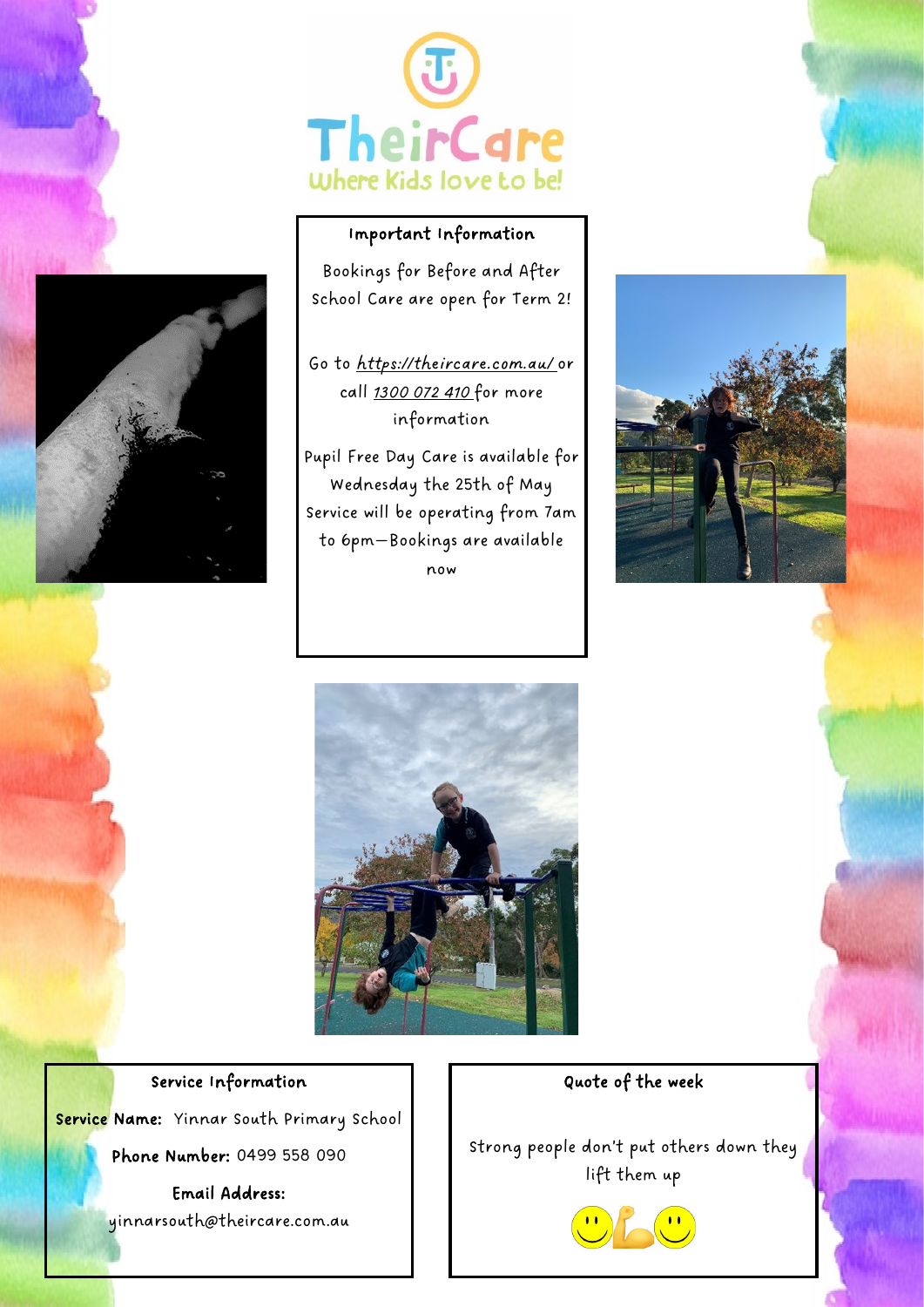TheirCare

Where Kids love to be!

## Important Information

Bookings for Before and After School Care are open for Term 2!

Go to *https://theircare.com.au/* or call *1300 072 410* for more information

Pupil Free Day Care is available for Wednesday the 25th of May Service will be operating from 7am to 6pm—Bookings are available now

## Service Information

**Service Name:** Yinnar South Primary School

**Phone Number:** 0499 558 090

**Email Address:** yinnarsouth@theircare.com.au

## Quote of the week

Strong people don't put others down they lift them up

😀💪😀